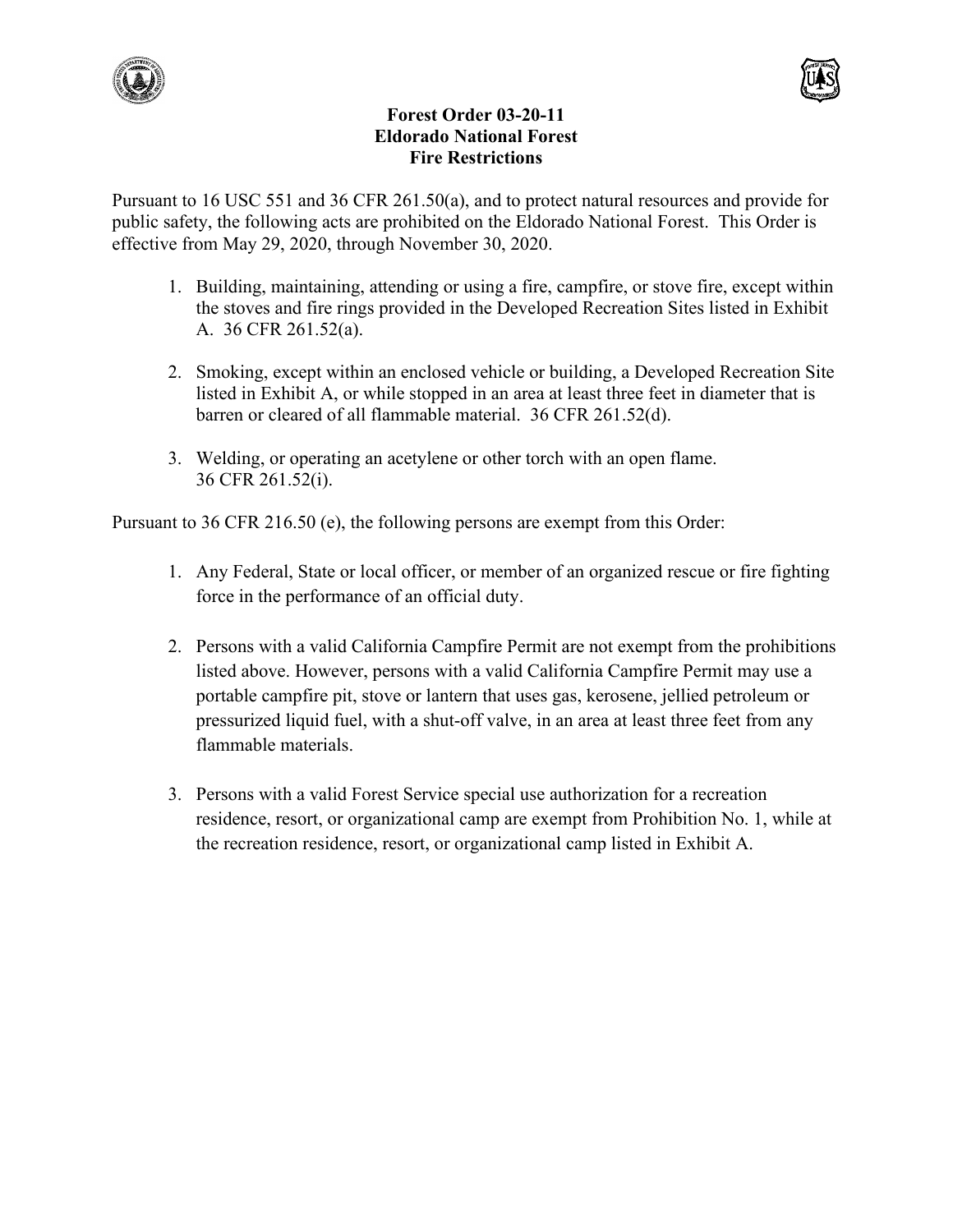# Forest Order 03-20-11
## Eldorado National Forest
## Fire Restrictions

Pursuant to 16 USC 551 and 36 CFR 261.50(a), and to protect natural resources and provide for public safety, the following acts are prohibited on the Eldorado National Forest. This Order is effective from May 29, 2020, through November 30, 2020.

1. Building, maintaining, attending or using a fire, campfire, or stove fire, except within the stoves and fire rings provided in the Developed Recreation Sites listed in Exhibit A. 36 CFR 261.52(a).

2. Smoking, except within an enclosed vehicle or building, a Developed Recreation Site listed in Exhibit A, or while stopped in an area at least three feet in diameter that is barren or cleared of all flammable material. 36 CFR 261.52(d).

3. Welding, or operating an acetylene or other torch with an open flame. 36 CFR 261.52(i).

Pursuant to 36 CFR 216.50 (e), the following persons are exempt from this Order:

1. Any Federal, State or local officer, or member of an organized rescue or fire fighting force in the performance of an official duty.

2. Persons with a valid California Campfire Permit are not exempt from the prohibitions listed above. However, persons with a valid California Campfire Permit may use a portable campfire pit, stove or lantern that uses gas, kerosene, jellied petroleum or pressurized liquid fuel, with a shut-off valve, in an area at least three feet from any flammable materials.

3. Persons with a valid Forest Service special use authorization for a recreation residence, resort, or organizational camp are exempt from Prohibition No. 1, while at the recreation residence, resort, or organizational camp listed in Exhibit A.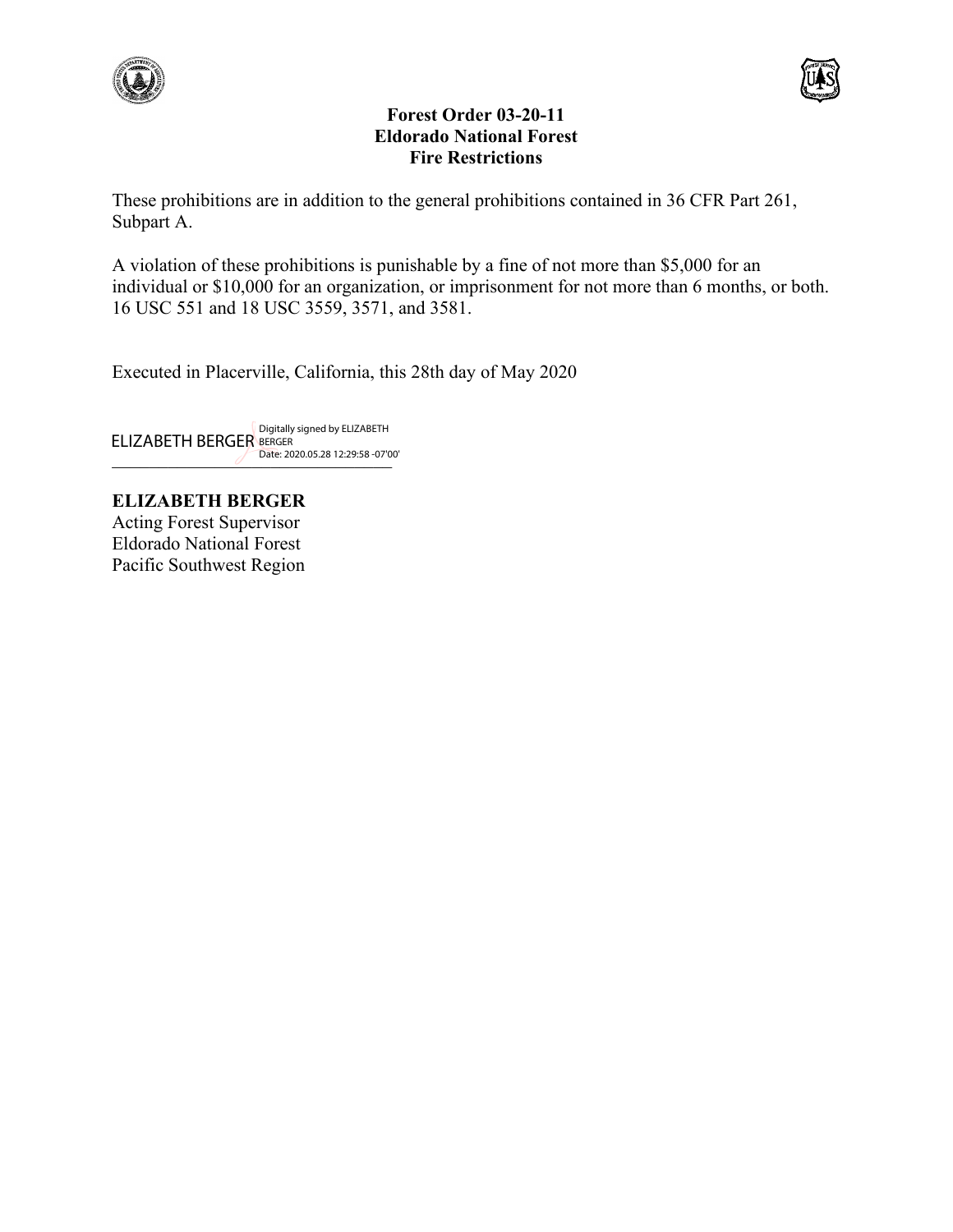**Forest Order 03-20-11**
**Eldorado National Forest**
**Fire Restrictions**

These prohibitions are in addition to the general prohibitions contained in 36 CFR Part 261, Subpart A.

A violation of these prohibitions is punishable by a fine of not more than $5,000 for an individual or $10,000 for an organization, or imprisonment for not more than 6 months, or both. 16 USC 551 and 18 USC 3559, 3571, and 3581.

Executed in Placerville, California, this 28th day of May 2020

ELIZABETH BERGER Digitally signed by ELIZABETH BERGER
Date: 2020.05.28 12:29:58 -07'00'

**ELIZABETH BERGER**
Acting Forest Supervisor
Eldorado National Forest
Pacific Southwest Region